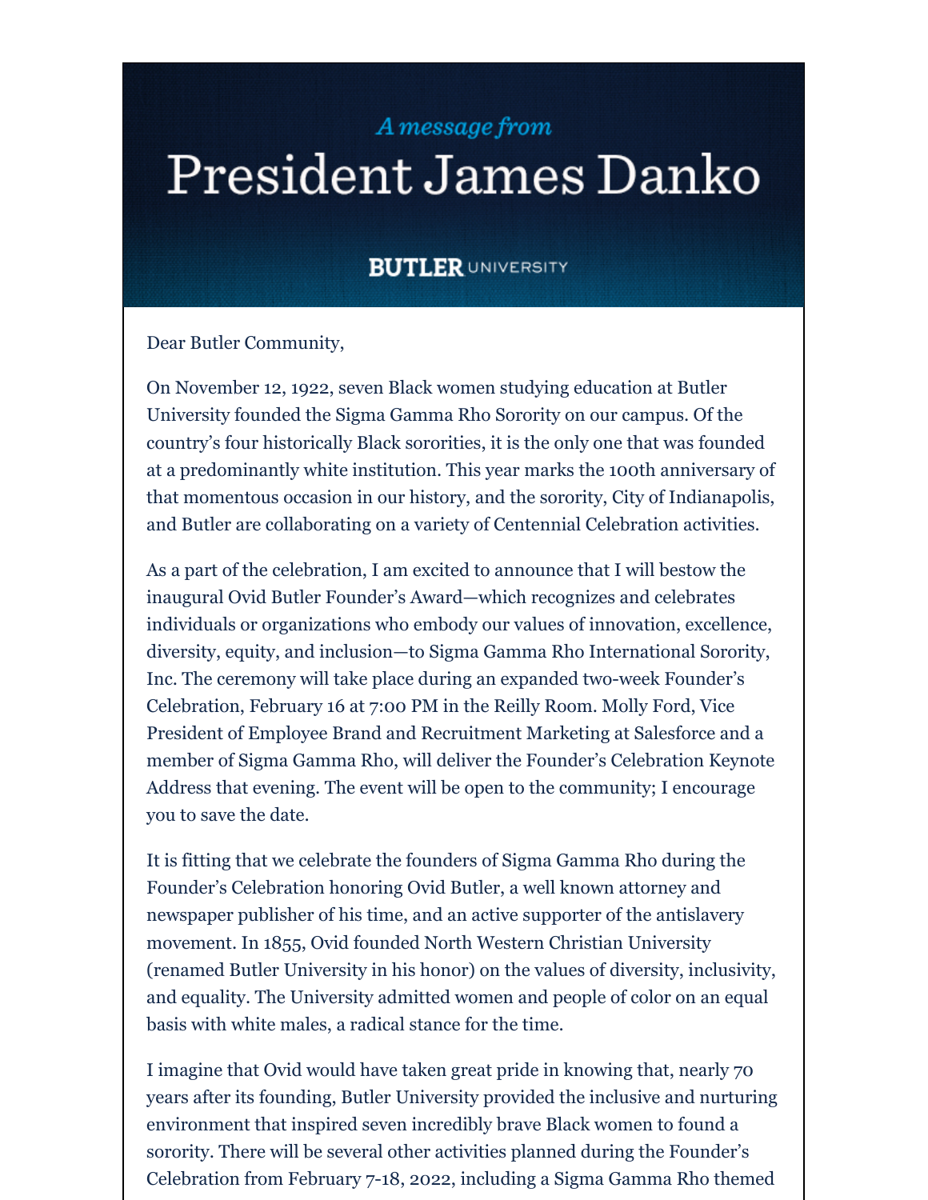*A message from*

# President James Danko

BUTLER UNIVERSITY

Dear Butler Community,

On November 12, 1922, seven Black women studying education at Butler University founded the Sigma Gamma Rho Sorority on our campus. Of the country's four historically Black sororities, it is the only one that was founded at a predominantly white institution. This year marks the 100th anniversary of that momentous occasion in our history, and the sorority, City of Indianapolis, and Butler are collaborating on a variety of Centennial Celebration activities.

As a part of the celebration, I am excited to announce that I will bestow the inaugural Ovid Butler Founder's Award—which recognizes and celebrates individuals or organizations who embody our values of innovation, excellence, diversity, equity, and inclusion—to Sigma Gamma Rho International Sorority, Inc. The ceremony will take place during an expanded two-week Founder's Celebration, February 16 at 7:00 PM in the Reilly Room. Molly Ford, Vice President of Employee Brand and Recruitment Marketing at Salesforce and a member of Sigma Gamma Rho, will deliver the Founder's Celebration Keynote Address that evening. The event will be open to the community; I encourage you to save the date.

It is fitting that we celebrate the founders of Sigma Gamma Rho during the Founder's Celebration honoring Ovid Butler, a well known attorney and newspaper publisher of his time, and an active supporter of the antislavery movement. In 1855, Ovid founded North Western Christian University (renamed Butler University in his honor) on the values of diversity, inclusivity, and equality. The University admitted women and people of color on an equal basis with white males, a radical stance for the time.

I imagine that Ovid would have taken great pride in knowing that, nearly 70 years after its founding, Butler University provided the inclusive and nurturing environment that inspired seven incredibly brave Black women to found a sorority. There will be several other activities planned during the Founder's Celebration from February 7-18, 2022, including a Sigma Gamma Rho themed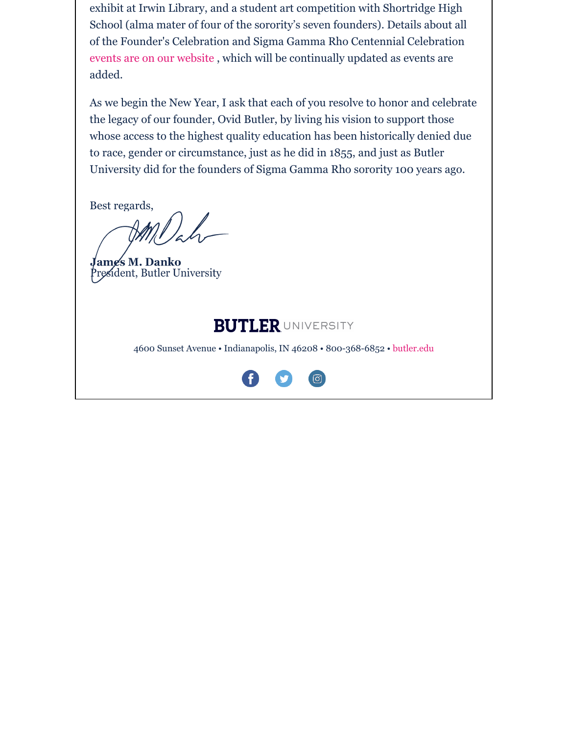exhibit at Irwin Library, and a student art competition with Shortridge High School (alma mater of four of the sorority's seven founders). Details about all of the Founder's Celebration and Sigma Gamma Rho Centennial Celebration events are on our website , which will be continually updated as events are added.

As we begin the New Year, I ask that each of you resolve to honor and celebrate the legacy of our founder, Ovid Butler, by living his vision to support those whose access to the highest quality education has been historically denied due to race, gender or circumstance, just as he did in 1855, and just as Butler University did for the founders of Sigma Gamma Rho sorority 100 years ago.

Best regards,

**James M. Danko**
President, Butler University

BUTLER UNIVERSITY

4600 Sunset Avenue • Indianapolis, IN 46208 • 800-368-6852 • butler.edu